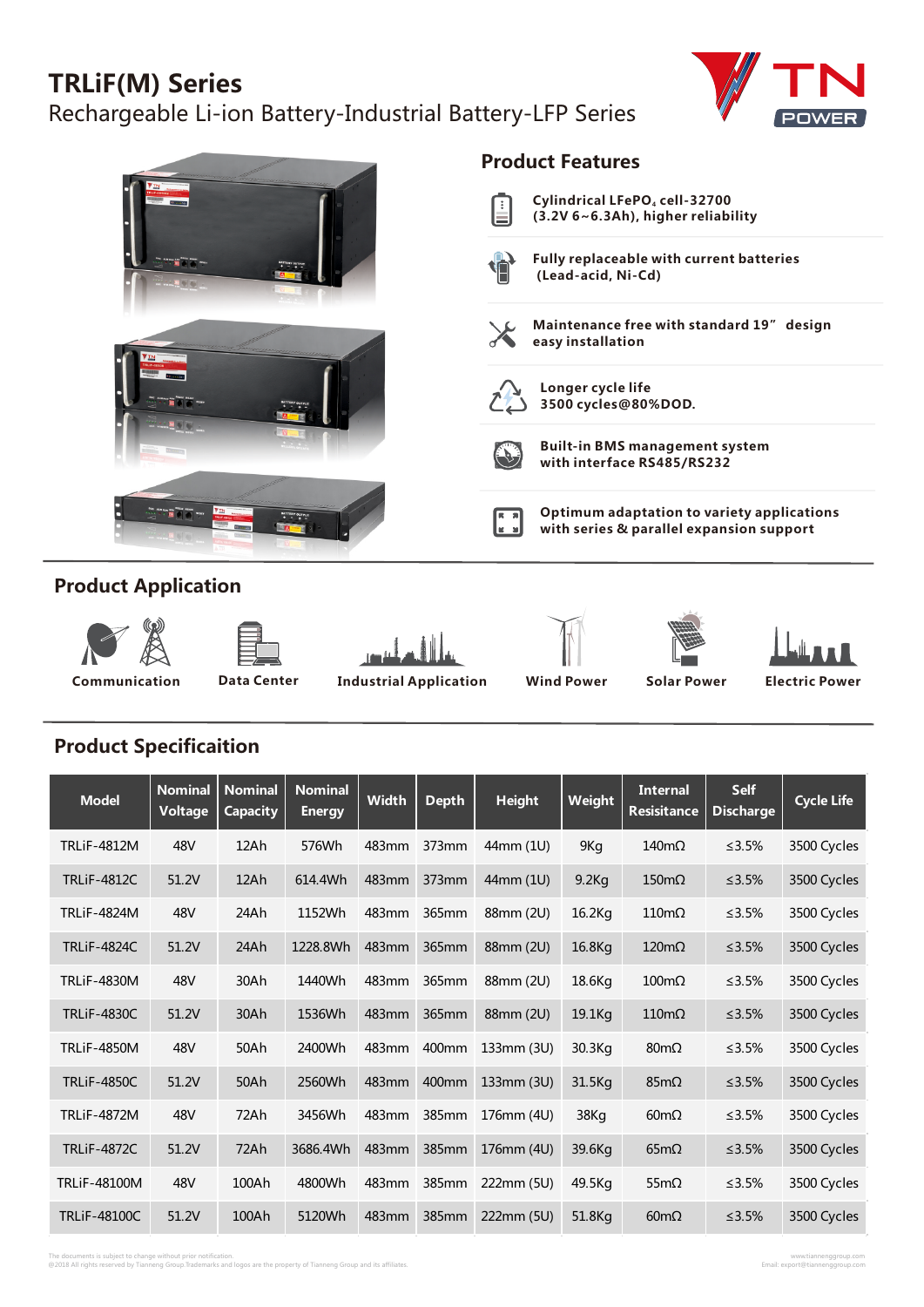# TRLiF(M) Series

Rechargeable Li-ion Battery-Industrial Battery-LFP Series

## Product Features

- **Cylindrical $LiFePO_4$ cell-32700 (3.2V 6~6.3Ah), higher reliability**
- **Fully replaceable with current batteries (Lead-acid, Ni-Cd)**
- **Maintenance free with standard 19" design easy installation**
- **Longer cycle life 3500 cycles@80%DOD.**
- **Built-in BMS management system with interface RS485/RS232**
- **Optimum adaptation to variety applications with series & parallel expansion support**

## Product Application

Communication | Data Center | Industrial Application | Wind Power | Solar Power | Electric Power

## Product Specificaition

| Model | Nominal Voltage | Nominal Capacity | Nominal Energy | Width | Depth | Height | Weight | Internal Resisitance | Self Discharge | Cycle Life |
|---|---|---|---|---|---|---|---|---|---|---|
| TRLiF-4812M | 48V | 12Ah | 576Wh | 483mm | 373mm | 44mm (1U) | 9Kg | 140mΩ | ≤3.5% | 3500 Cycles |
| TRLiF-4812C | 51.2V | 12Ah | 614.4Wh | 483mm | 373mm | 44mm (1U) | 9.2Kg | 150mΩ | ≤3.5% | 3500 Cycles |
| TRLiF-4824M | 48V | 24Ah | 1152Wh | 483mm | 365mm | 88mm (2U) | 16.2Kg | 110mΩ | ≤3.5% | 3500 Cycles |
| TRLiF-4824C | 51.2V | 24Ah | 1228.8Wh | 483mm | 365mm | 88mm (2U) | 16.8Kg | 120mΩ | ≤3.5% | 3500 Cycles |
| TRLiF-4830M | 48V | 30Ah | 1440Wh | 483mm | 365mm | 88mm (2U) | 18.6Kg | 100mΩ | ≤3.5% | 3500 Cycles |
| TRLiF-4830C | 51.2V | 30Ah | 1536Wh | 483mm | 365mm | 88mm (2U) | 19.1Kg | 110mΩ | ≤3.5% | 3500 Cycles |
| TRLiF-4850M | 48V | 50Ah | 2400Wh | 483mm | 400mm | 133mm (3U) | 30.3Kg | 80mΩ | ≤3.5% | 3500 Cycles |
| TRLiF-4850C | 51.2V | 50Ah | 2560Wh | 483mm | 400mm | 133mm (3U) | 31.5Kg | 85mΩ | ≤3.5% | 3500 Cycles |
| TRLiF-4872M | 48V | 72Ah | 3456Wh | 483mm | 385mm | 176mm (4U) | 38Kg | 60mΩ | ≤3.5% | 3500 Cycles |
| TRLiF-4872C | 51.2V | 72Ah | 3686.4Wh | 483mm | 385mm | 176mm (4U) | 39.6Kg | 65mΩ | ≤3.5% | 3500 Cycles |
| TRLiF-48100M | 48V | 100Ah | 4800Wh | 483mm | 385mm | 222mm (5U) | 49.5Kg | 55mΩ | ≤3.5% | 3500 Cycles |
| TRLiF-48100C | 51.2V | 100Ah | 5120Wh | 483mm | 385mm | 222mm (5U) | 51.8Kg | 60mΩ | ≤3.5% | 3500 Cycles |

The documents is subject to change without prior notification.
@2018 All rights reserved by Tianneng Group.Trademarks and logos are the property of Tianneng Group and its affiliates.

www.tiannenggroup.com
Email: export@tiannenggroup.com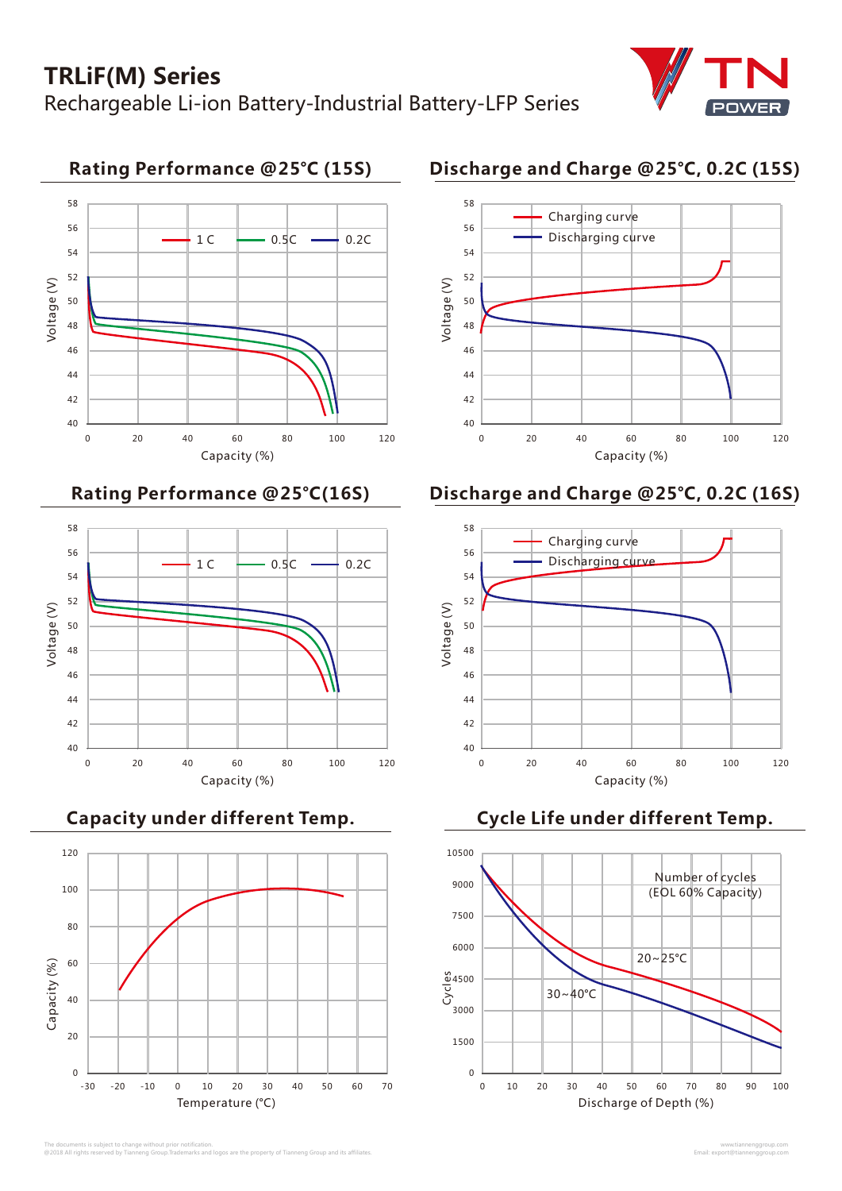# TRLiF(M) Series

Rechargeable Li-ion Battery-Industrial Battery-LFP Series

TN POWER

## Rating Performance @25℃ (15S)

1 C
0.5C
0.2C

Voltage (V)
58
56
54
52
50
48
46
44
42
40

0
20
40
60
80
100
120
Capacity (%)

## Discharge and Charge @25℃, 0.2C (15S)

Charging curve
Discharging curve

Voltage (V)
58
56
54
52
50
48
46
44
42
40

0
20
40
60
80
100
120
Capacity (%)

## Rating Performance @25℃(16S)

1 C
0.5C
0.2C

Voltage (V)
58
56
54
52
50
48
46
44
42
40

0
20
40
60
80
100
120
Capacity (%)

## Discharge and Charge @25℃, 0.2C (16S)

Charging curve
Discharging curve

Voltage (V)
58
56
54
52
50
48
46
44
42
40

0
20
40
60
80
100
120
Capacity (%)

## Capacity under different Temp.

Capacity (%)
120
100
80
60
40
20
0

-30
-20
-10
0
10
20
30
40
50
60
70
Temperature (℃)

## Cycle Life under different Temp.

Number of cycles
(EOL 60% Capacity)

20~25℃
30~40℃

Cycles
10500
9000
7500
6000
4500
3000
1500
0

0
10
20
30
40
50
60
70
80
90
100
Discharge of Depth (%)

The documents is subject to change without prior notification.
@2018 All rights reserved by Tianneng Group.Trademarks and logos are the property of Tianneng Group and its affiliates.

www.tiannenggroup.com
Email: export@tiannenggroup.com